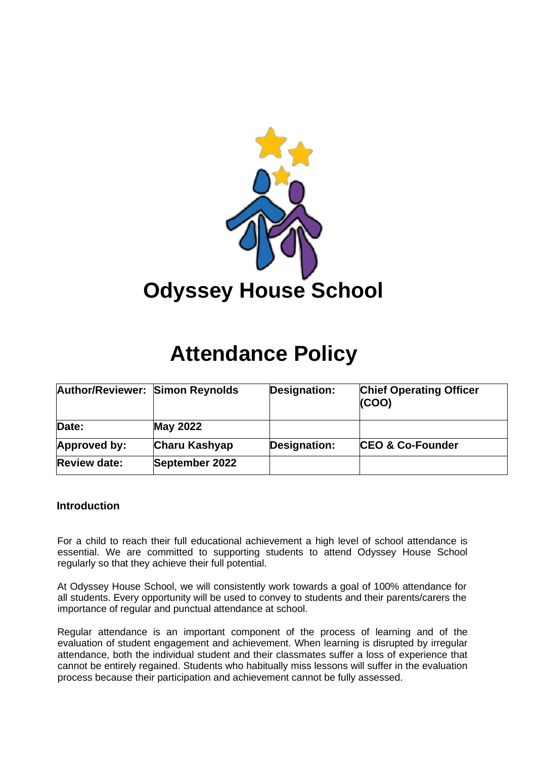# Odyssey House School

# Attendance Policy

| Author/Reviewer: | Simon Reynolds | Designation: | Chief Operating Officer (COO) |
|---|---|---|---|
| Date: | May 2022 | | |
| Approved by: | Charu Kashyap | Designation: | CEO & Co-Founder |
| Review date: | September 2022 | | |

### Introduction

For a child to reach their full educational achievement a high level of school attendance is essential. We are committed to supporting students to attend Odyssey House School regularly so that they achieve their full potential.

At Odyssey House School, we will consistently work towards a goal of 100% attendance for all students. Every opportunity will be used to convey to students and their parents/carers the importance of regular and punctual attendance at school.

Regular attendance is an important component of the process of learning and of the evaluation of student engagement and achievement. When learning is disrupted by irregular attendance, both the individual student and their classmates suffer a loss of experience that cannot be entirely regained. Students who habitually miss lessons will suffer in the evaluation process because their participation and achievement cannot be fully assessed.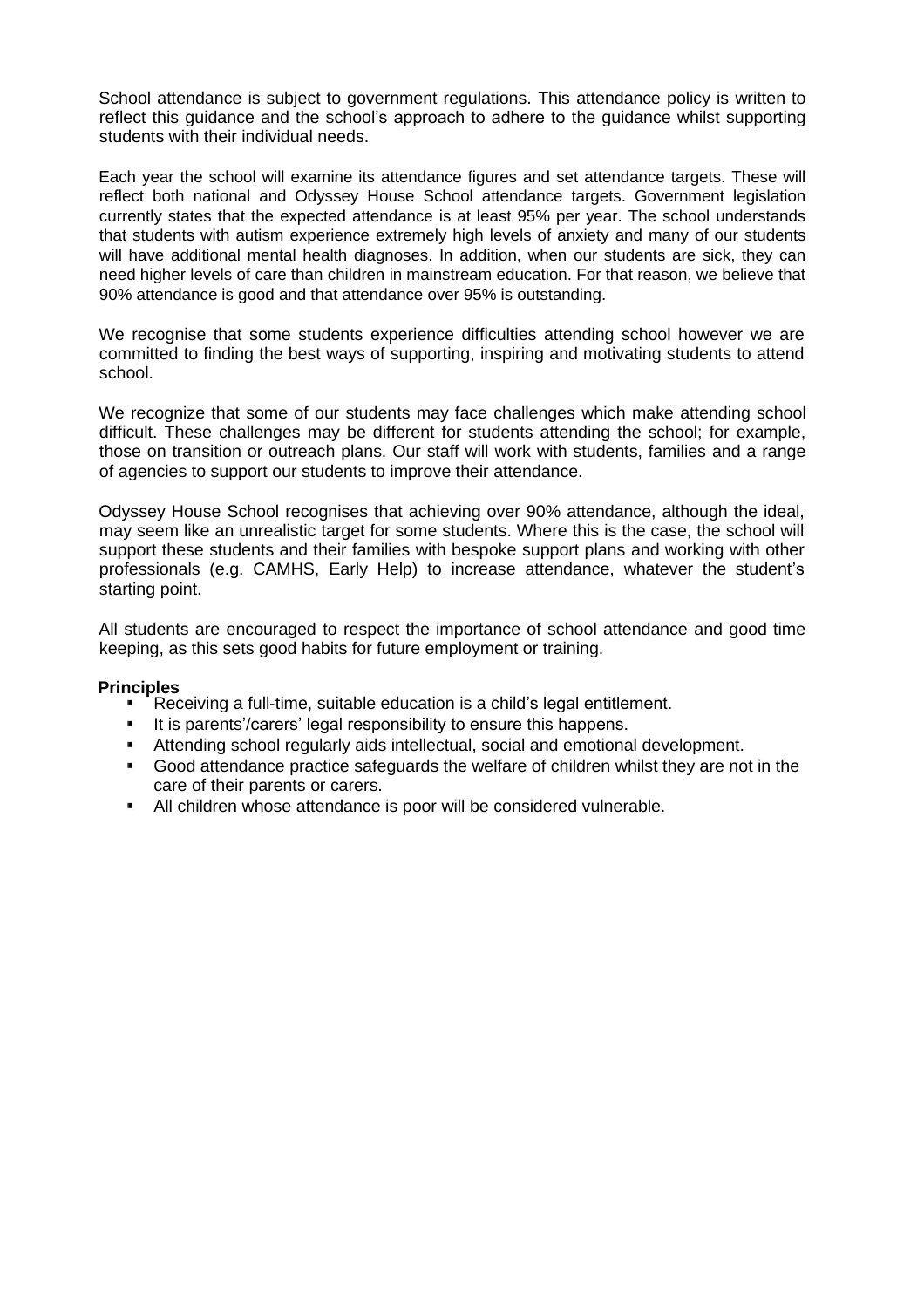School attendance is subject to government regulations. This attendance policy is written to reflect this guidance and the school's approach to adhere to the guidance whilst supporting students with their individual needs.

Each year the school will examine its attendance figures and set attendance targets. These will reflect both national and Odyssey House School attendance targets. Government legislation currently states that the expected attendance is at least 95% per year. The school understands that students with autism experience extremely high levels of anxiety and many of our students will have additional mental health diagnoses. In addition, when our students are sick, they can need higher levels of care than children in mainstream education. For that reason, we believe that 90% attendance is good and that attendance over 95% is outstanding.

We recognise that some students experience difficulties attending school however we are committed to finding the best ways of supporting, inspiring and motivating students to attend school.

We recognize that some of our students may face challenges which make attending school difficult. These challenges may be different for students attending the school; for example, those on transition or outreach plans. Our staff will work with students, families and a range of agencies to support our students to improve their attendance.

Odyssey House School recognises that achieving over 90% attendance, although the ideal, may seem like an unrealistic target for some students. Where this is the case, the school will support these students and their families with bespoke support plans and working with other professionals (e.g. CAMHS, Early Help) to increase attendance, whatever the student's starting point.

All students are encouraged to respect the importance of school attendance and good time keeping, as this sets good habits for future employment or training.

**Principles**

- Receiving a full-time, suitable education is a child's legal entitlement.
- It is parents'/carers' legal responsibility to ensure this happens.
- Attending school regularly aids intellectual, social and emotional development.
- Good attendance practice safeguards the welfare of children whilst they are not in the care of their parents or carers.
- All children whose attendance is poor will be considered vulnerable.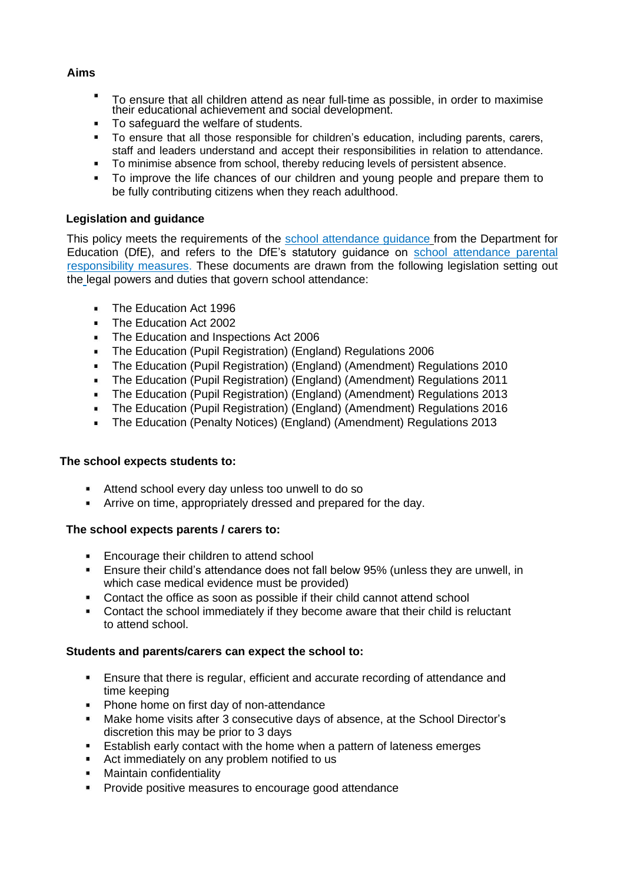## Aims

- To ensure that all children attend as near full-time as possible, in order to maximise their educational achievement and social development.
- To safeguard the welfare of students.
- To ensure that all those responsible for children's education, including parents, carers, staff and leaders understand and accept their responsibilities in relation to attendance.
- To minimise absence from school, thereby reducing levels of persistent absence.
- To improve the life chances of our children and young people and prepare them to be fully contributing citizens when they reach adulthood.

## Legislation and guidance

This policy meets the requirements of the school attendance guidance from the Department for Education (DfE), and refers to the DfE's statutory guidance on school attendance parental responsibility measures. These documents are drawn from the following legislation setting out the legal powers and duties that govern school attendance:

- The Education Act 1996
- The Education Act 2002
- The Education and Inspections Act 2006
- The Education (Pupil Registration) (England) Regulations 2006
- The Education (Pupil Registration) (England) (Amendment) Regulations 2010
- The Education (Pupil Registration) (England) (Amendment) Regulations 2011
- The Education (Pupil Registration) (England) (Amendment) Regulations 2013
- The Education (Pupil Registration) (England) (Amendment) Regulations 2016
- The Education (Penalty Notices) (England) (Amendment) Regulations 2013

## The school expects students to:

- Attend school every day unless too unwell to do so
- Arrive on time, appropriately dressed and prepared for the day.

## The school expects parents / carers to:

- Encourage their children to attend school
- Ensure their child's attendance does not fall below 95% (unless they are unwell, in which case medical evidence must be provided)
- Contact the office as soon as possible if their child cannot attend school
- Contact the school immediately if they become aware that their child is reluctant to attend school.

## Students and parents/carers can expect the school to:

- Ensure that there is regular, efficient and accurate recording of attendance and time keeping
- Phone home on first day of non-attendance
- Make home visits after 3 consecutive days of absence, at the School Director's discretion this may be prior to 3 days
- Establish early contact with the home when a pattern of lateness emerges
- Act immediately on any problem notified to us
- Maintain confidentiality
- Provide positive measures to encourage good attendance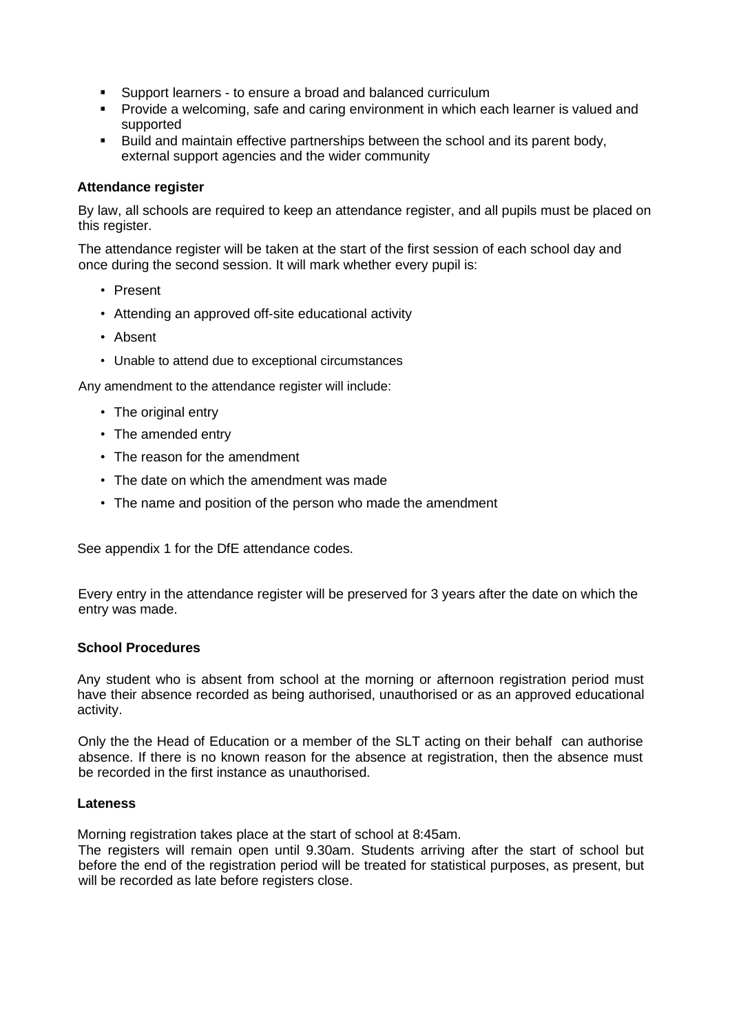- Support learners - to ensure a broad and balanced curriculum
- Provide a welcoming, safe and caring environment in which each learner is valued and supported
- Build and maintain effective partnerships between the school and its parent body, external support agencies and the wider community

**Attendance register**

By law, all schools are required to keep an attendance register, and all pupils must be placed on this register.

The attendance register will be taken at the start of the first session of each school day and once during the second session. It will mark whether every pupil is:

- Present
- Attending an approved off-site educational activity
- Absent
- Unable to attend due to exceptional circumstances

Any amendment to the attendance register will include:

- The original entry
- The amended entry
- The reason for the amendment
- The date on which the amendment was made
- The name and position of the person who made the amendment

See appendix 1 for the DfE attendance codes.

Every entry in the attendance register will be preserved for 3 years after the date on which the entry was made.

**School Procedures**

Any student who is absent from school at the morning or afternoon registration period must have their absence recorded as being authorised, unauthorised or as an approved educational activity.

Only the the Head of Education or a member of the SLT acting on their behalf can authorise absence. If there is no known reason for the absence at registration, then the absence must be recorded in the first instance as unauthorised.

**Lateness**

Morning registration takes place at the start of school at 8:45am.
The registers will remain open until 9.30am. Students arriving after the start of school but before the end of the registration period will be treated for statistical purposes, as present, but will be recorded as late before registers close.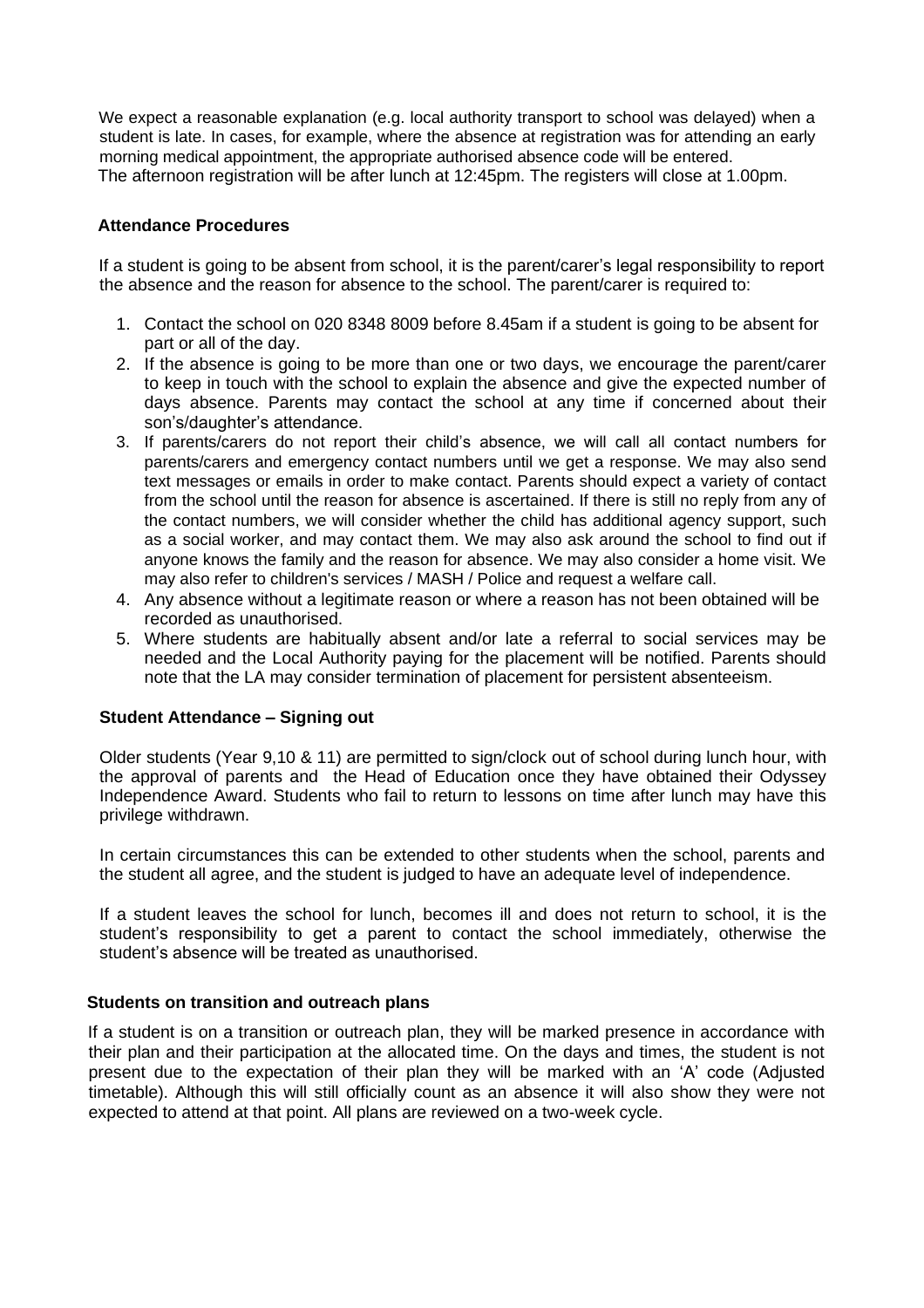We expect a reasonable explanation (e.g. local authority transport to school was delayed) when a student is late. In cases, for example, where the absence at registration was for attending an early morning medical appointment, the appropriate authorised absence code will be entered. The afternoon registration will be after lunch at 12:45pm. The registers will close at 1.00pm.

## Attendance Procedures

If a student is going to be absent from school, it is the parent/carer's legal responsibility to report the absence and the reason for absence to the school. The parent/carer is required to:

1. Contact the school on 020 8348 8009 before 8.45am if a student is going to be absent for part or all of the day.
2. If the absence is going to be more than one or two days, we encourage the parent/carer to keep in touch with the school to explain the absence and give the expected number of days absence. Parents may contact the school at any time if concerned about their son's/daughter's attendance.
3. If parents/carers do not report their child's absence, we will call all contact numbers for parents/carers and emergency contact numbers until we get a response. We may also send text messages or emails in order to make contact. Parents should expect a variety of contact from the school until the reason for absence is ascertained. If there is still no reply from any of the contact numbers, we will consider whether the child has additional agency support, such as a social worker, and may contact them. We may also ask around the school to find out if anyone knows the family and the reason for absence. We may also consider a home visit. We may also refer to children's services / MASH / Police and request a welfare call.
4. Any absence without a legitimate reason or where a reason has not been obtained will be recorded as unauthorised.
5. Where students are habitually absent and/or late a referral to social services may be needed and the Local Authority paying for the placement will be notified. Parents should note that the LA may consider termination of placement for persistent absenteeism.

## Student Attendance – Signing out

Older students (Year 9,10 & 11) are permitted to sign/clock out of school during lunch hour, with the approval of parents and the Head of Education once they have obtained their Odyssey Independence Award. Students who fail to return to lessons on time after lunch may have this privilege withdrawn.

In certain circumstances this can be extended to other students when the school, parents and the student all agree, and the student is judged to have an adequate level of independence.

If a student leaves the school for lunch, becomes ill and does not return to school, it is the student's responsibility to get a parent to contact the school immediately, otherwise the student's absence will be treated as unauthorised.

## Students on transition and outreach plans

If a student is on a transition or outreach plan, they will be marked presence in accordance with their plan and their participation at the allocated time. On the days and times, the student is not present due to the expectation of their plan they will be marked with an 'A' code (Adjusted timetable). Although this will still officially count as an absence it will also show they were not expected to attend at that point. All plans are reviewed on a two-week cycle.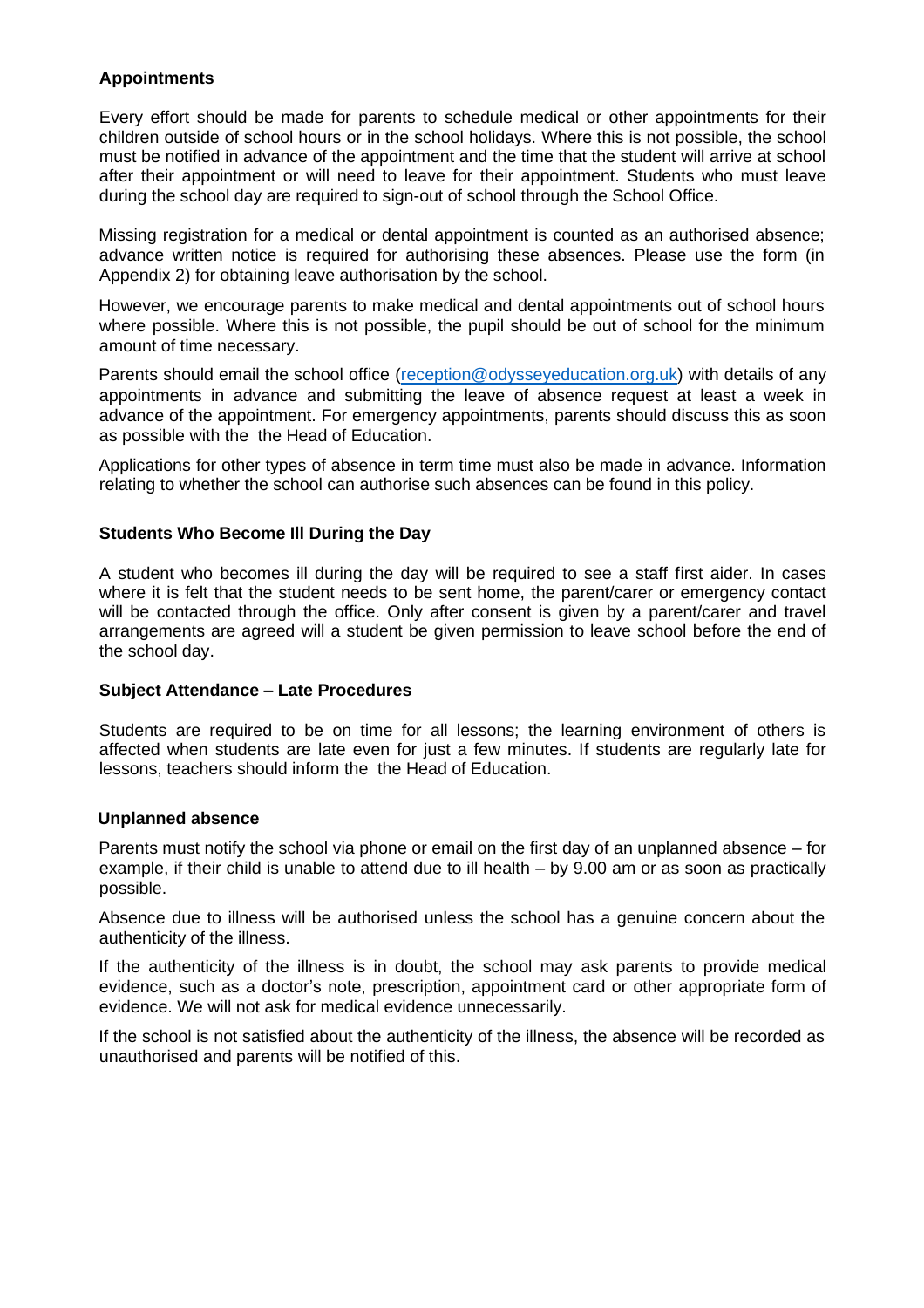### Appointments

Every effort should be made for parents to schedule medical or other appointments for their children outside of school hours or in the school holidays. Where this is not possible, the school must be notified in advance of the appointment and the time that the student will arrive at school after their appointment or will need to leave for their appointment. Students who must leave during the school day are required to sign-out of school through the School Office.

Missing registration for a medical or dental appointment is counted as an authorised absence; advance written notice is required for authorising these absences. Please use the form (in Appendix 2) for obtaining leave authorisation by the school.

However, we encourage parents to make medical and dental appointments out of school hours where possible. Where this is not possible, the pupil should be out of school for the minimum amount of time necessary.

Parents should email the school office ([reception@odysseyeducation.org.uk](mailto:reception@odysseyeducation.org.uk)) with details of any appointments in advance and submitting the leave of absence request at least a week in advance of the appointment. For emergency appointments, parents should discuss this as soon as possible with the the Head of Education.

Applications for other types of absence in term time must also be made in advance. Information relating to whether the school can authorise such absences can be found in this policy.

### Students Who Become Ill During the Day

A student who becomes ill during the day will be required to see a staff first aider. In cases where it is felt that the student needs to be sent home, the parent/carer or emergency contact will be contacted through the office. Only after consent is given by a parent/carer and travel arrangements are agreed will a student be given permission to leave school before the end of the school day.

### Subject Attendance – Late Procedures

Students are required to be on time for all lessons; the learning environment of others is affected when students are late even for just a few minutes. If students are regularly late for lessons, teachers should inform the the Head of Education.

### Unplanned absence

Parents must notify the school via phone or email on the first day of an unplanned absence – for example, if their child is unable to attend due to ill health – by 9.00 am or as soon as practically possible.

Absence due to illness will be authorised unless the school has a genuine concern about the authenticity of the illness.

If the authenticity of the illness is in doubt, the school may ask parents to provide medical evidence, such as a doctor's note, prescription, appointment card or other appropriate form of evidence. We will not ask for medical evidence unnecessarily.

If the school is not satisfied about the authenticity of the illness, the absence will be recorded as unauthorised and parents will be notified of this.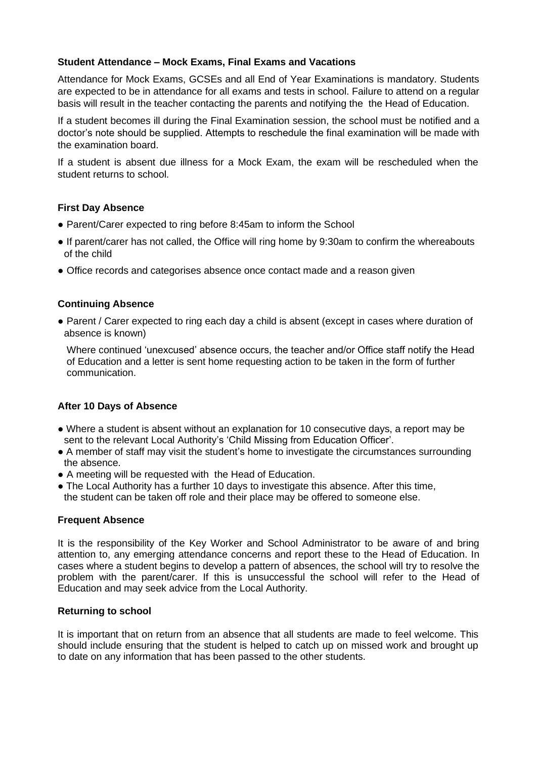**Student Attendance – Mock Exams, Final Exams and Vacations**

Attendance for Mock Exams, GCSEs and all End of Year Examinations is mandatory. Students are expected to be in attendance for all exams and tests in school. Failure to attend on a regular basis will result in the teacher contacting the parents and notifying the the Head of Education.

If a student becomes ill during the Final Examination session, the school must be notified and a doctor's note should be supplied. Attempts to reschedule the final examination will be made with the examination board.

If a student is absent due illness for a Mock Exam, the exam will be rescheduled when the student returns to school.

**First Day Absence**

- Parent/Carer expected to ring before 8:45am to inform the School
- If parent/carer has not called, the Office will ring home by 9:30am to confirm the whereabouts of the child
- Office records and categorises absence once contact made and a reason given

**Continuing Absence**

- Parent / Carer expected to ring each day a child is absent (except in cases where duration of absence is known)

  Where continued 'unexcused' absence occurs, the teacher and/or Office staff notify the Head of Education and a letter is sent home requesting action to be taken in the form of further communication.

**After 10 Days of Absence**

- Where a student is absent without an explanation for 10 consecutive days, a report may be sent to the relevant Local Authority's 'Child Missing from Education Officer'.
- A member of staff may visit the student's home to investigate the circumstances surrounding the absence.
- A meeting will be requested with the Head of Education.
- The Local Authority has a further 10 days to investigate this absence. After this time, the student can be taken off role and their place may be offered to someone else.

**Frequent Absence**

It is the responsibility of the Key Worker and School Administrator to be aware of and bring attention to, any emerging attendance concerns and report these to the Head of Education. In cases where a student begins to develop a pattern of absences, the school will try to resolve the problem with the parent/carer. If this is unsuccessful the school will refer to the Head of Education and may seek advice from the Local Authority.

**Returning to school**

It is important that on return from an absence that all students are made to feel welcome. This should include ensuring that the student is helped to catch up on missed work and brought up to date on any information that has been passed to the other students.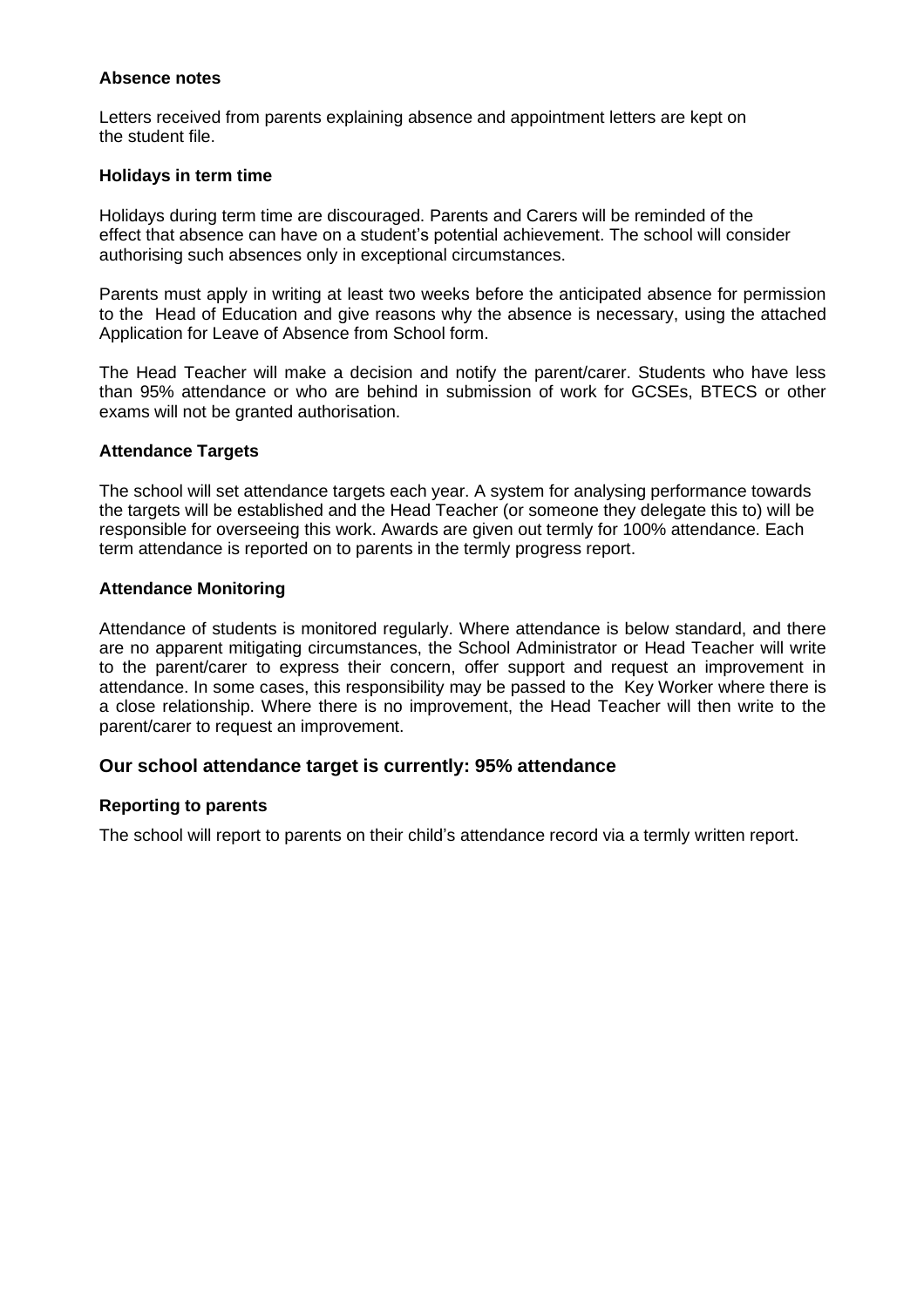**Absence notes**

Letters received from parents explaining absence and appointment letters are kept on the student file.

**Holidays in term time**

Holidays during term time are discouraged. Parents and Carers will be reminded of the effect that absence can have on a student's potential achievement. The school will consider authorising such absences only in exceptional circumstances.

Parents must apply in writing at least two weeks before the anticipated absence for permission to the Head of Education and give reasons why the absence is necessary, using the attached Application for Leave of Absence from School form.

The Head Teacher will make a decision and notify the parent/carer. Students who have less than 95% attendance or who are behind in submission of work for GCSEs, BTECS or other exams will not be granted authorisation.

**Attendance Targets**

The school will set attendance targets each year. A system for analysing performance towards the targets will be established and the Head Teacher (or someone they delegate this to) will be responsible for overseeing this work. Awards are given out termly for 100% attendance. Each term attendance is reported on to parents in the termly progress report.

**Attendance Monitoring**

Attendance of students is monitored regularly. Where attendance is below standard, and there are no apparent mitigating circumstances, the School Administrator or Head Teacher will write to the parent/carer to express their concern, offer support and request an improvement in attendance. In some cases, this responsibility may be passed to the Key Worker where there is a close relationship. Where there is no improvement, the Head Teacher will then write to the parent/carer to request an improvement.

## Our school attendance target is currently: 95% attendance

**Reporting to parents**

The school will report to parents on their child's attendance record via a termly written report.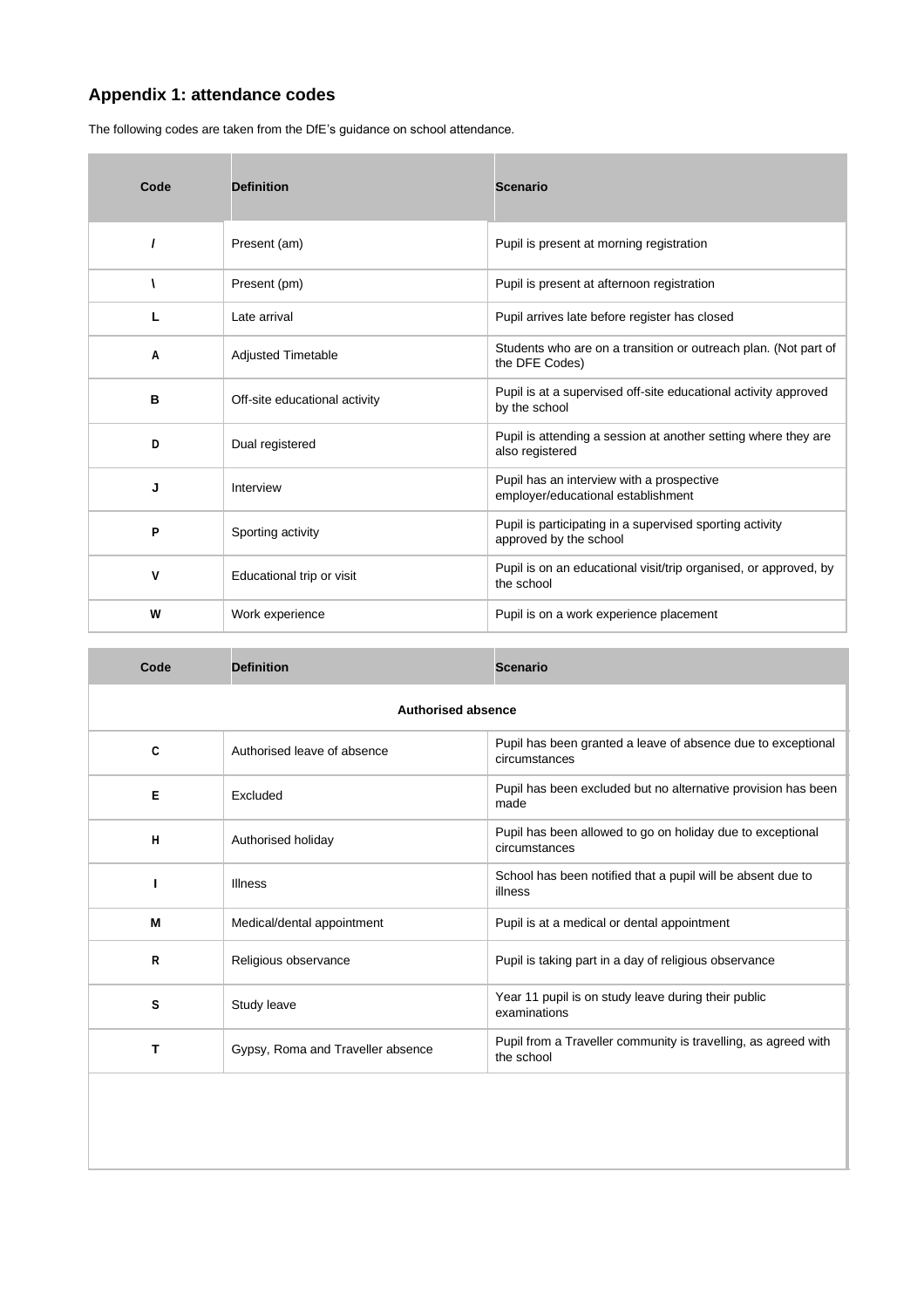## Appendix 1: attendance codes

The following codes are taken from the DfE's guidance on school attendance.

| Code | Definition | Scenario |
|---|---|---|
| / | Present (am) | Pupil is present at morning registration |
| \ | Present (pm) | Pupil is present at afternoon registration |
| L | Late arrival | Pupil arrives late before register has closed |
| A | Adjusted Timetable | Students who are on a transition or outreach plan. (Not part of the DFE Codes) |
| B | Off-site educational activity | Pupil is at a supervised off-site educational activity approved by the school |
| D | Dual registered | Pupil is attending a session at another setting where they are also registered |
| J | Interview | Pupil has an interview with a prospective employer/educational establishment |
| P | Sporting activity | Pupil is participating in a supervised sporting activity approved by the school |
| V | Educational trip or visit | Pupil is on an educational visit/trip organised, or approved, by the school |
| W | Work experience | Pupil is on a work experience placement |

| Code | Definition | Scenario |
|---|---|---|
| **Authorised absence** | | |
| C | Authorised leave of absence | Pupil has been granted a leave of absence due to exceptional circumstances |
| E | Excluded | Pupil has been excluded but no alternative provision has been made |
| H | Authorised holiday | Pupil has been allowed to go on holiday due to exceptional circumstances |
| I | Illness | School has been notified that a pupil will be absent due to illness |
| M | Medical/dental appointment | Pupil is at a medical or dental appointment |
| R | Religious observance | Pupil is taking part in a day of religious observance |
| S | Study leave | Year 11 pupil is on study leave during their public examinations |
| T | Gypsy, Roma and Traveller absence | Pupil from a Traveller community is travelling, as agreed with the school |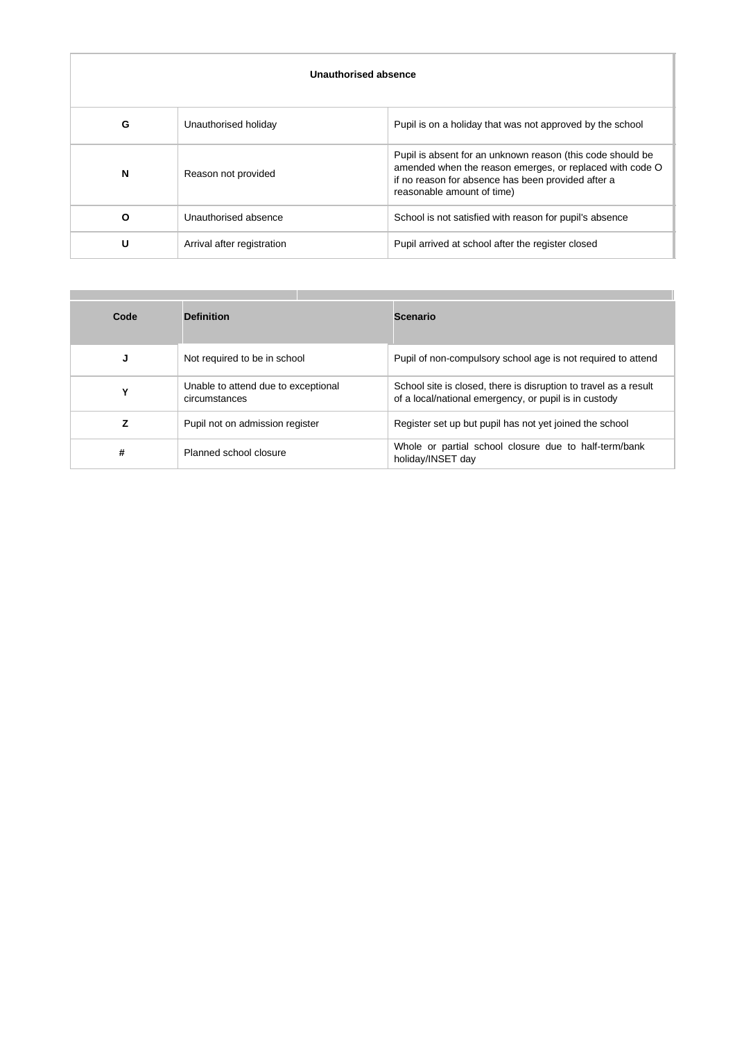| Unauthorised absence | | |
|---|---|---|
| G | Unauthorised holiday | Pupil is on a holiday that was not approved by the school |
| N | Reason not provided | Pupil is absent for an unknown reason (this code should be amended when the reason emerges, or replaced with code O if no reason for absence has been provided after a reasonable amount of time) |
| O | Unauthorised absence | School is not satisfied with reason for pupil's absence |
| U | Arrival after registration | Pupil arrived at school after the register closed |

| Code | Definition | Scenario |
|---|---|---|
| J | Not required to be in school | Pupil of non-compulsory school age is not required to attend |
| Y | Unable to attend due to exceptional circumstances | School site is closed, there is disruption to travel as a result of a local/national emergency, or pupil is in custody |
| Z | Pupil not on admission register | Register set up but pupil has not yet joined the school |
| # | Planned school closure | Whole or partial school closure due to half-term/bank holiday/INSET day |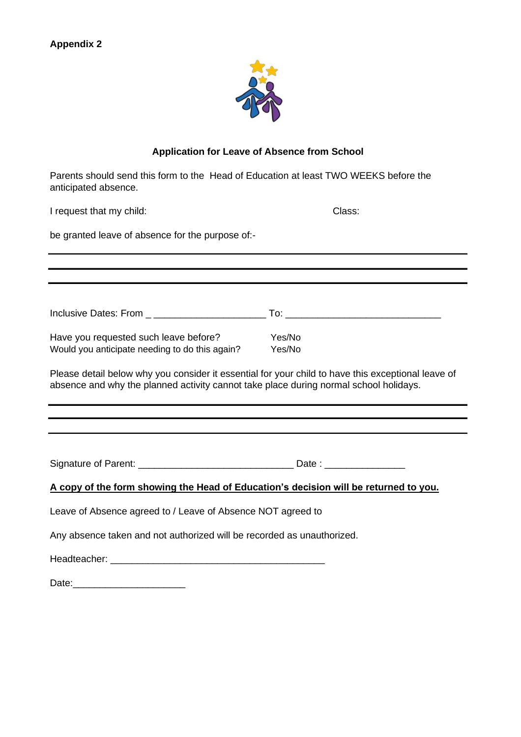**Appendix 2**

**Application for Leave of Absence from School**

Parents should send this form to the Head of Education at least TWO WEEKS before the anticipated absence.

I request that my child: Class:

be granted leave of absence for the purpose of:-

Inclusive Dates: From _ _____________________ To: _____________________________

Have you requested such leave before? Yes/No
Would you anticipate needing to do this again? Yes/No

Please detail below why you consider it essential for your child to have this exceptional leave of absence and why the planned activity cannot take place during normal school holidays.

Signature of Parent: _____________________________ Date : _______________

**A copy of the form showing the Head of Education's decision will be returned to you.**

Leave of Absence agreed to / Leave of Absence NOT agreed to

Any absence taken and not authorized will be recorded as unauthorized.

Headteacher: _________________________________________

Date:_____________________